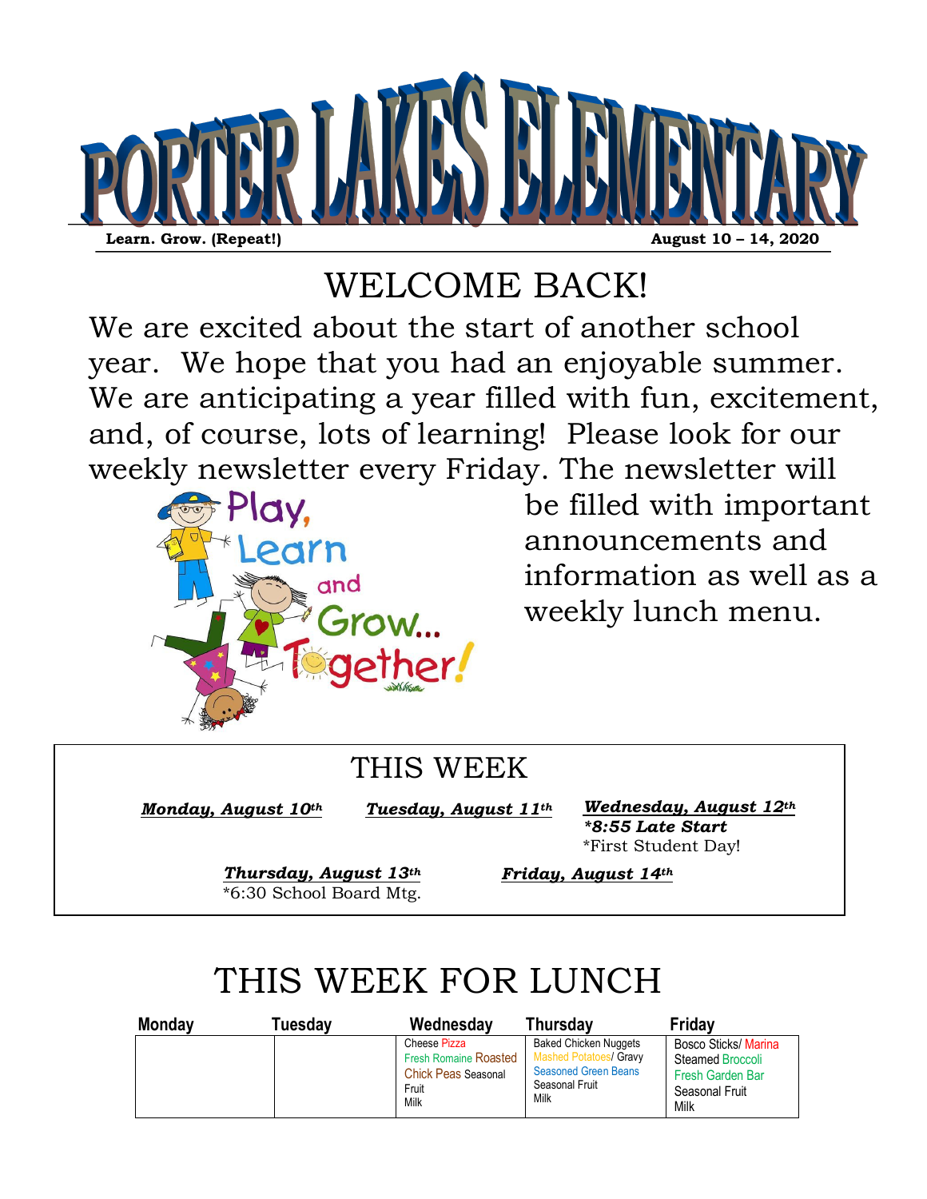# PORTER LAKES ELEMENTARY

**Learn. Grow. (Repeat!)** **August 10 – 14, 2020**

## WELCOME BACK!

We are excited about the start of another school year. We hope that you had an enjoyable summer. We are anticipating a year filled with fun, excitement, and, of course, lots of learning! Please look for our weekly newsletter every Friday. The newsletter will be filled with important announcements and information as well as a weekly lunch menu.

## THIS WEEK

***Monday, August 10th***

***Tuesday, August 11th***

***Wednesday, August 12th***
***\*8:55 Late Start***
\*First Student Day!

***Thursday, August 13th***
\*6:30 School Board Mtg.

***Friday, August 14th***

## THIS WEEK FOR LUNCH

| Monday | Tuesday | Wednesday | Thursday | Friday |
| --- | --- | --- | --- | --- |
| | | Cheese Pizza<br>Fresh Romaine Roasted Chick Peas Seasonal Fruit<br>Milk | Baked Chicken Nuggets<br>Mashed Potatoes/ Gravy<br>Seasoned Green Beans<br>Seasonal Fruit<br>Milk | Bosco Sticks/ Marina<br>Steamed Broccoli<br>Fresh Garden Bar<br>Seasonal Fruit<br>Milk |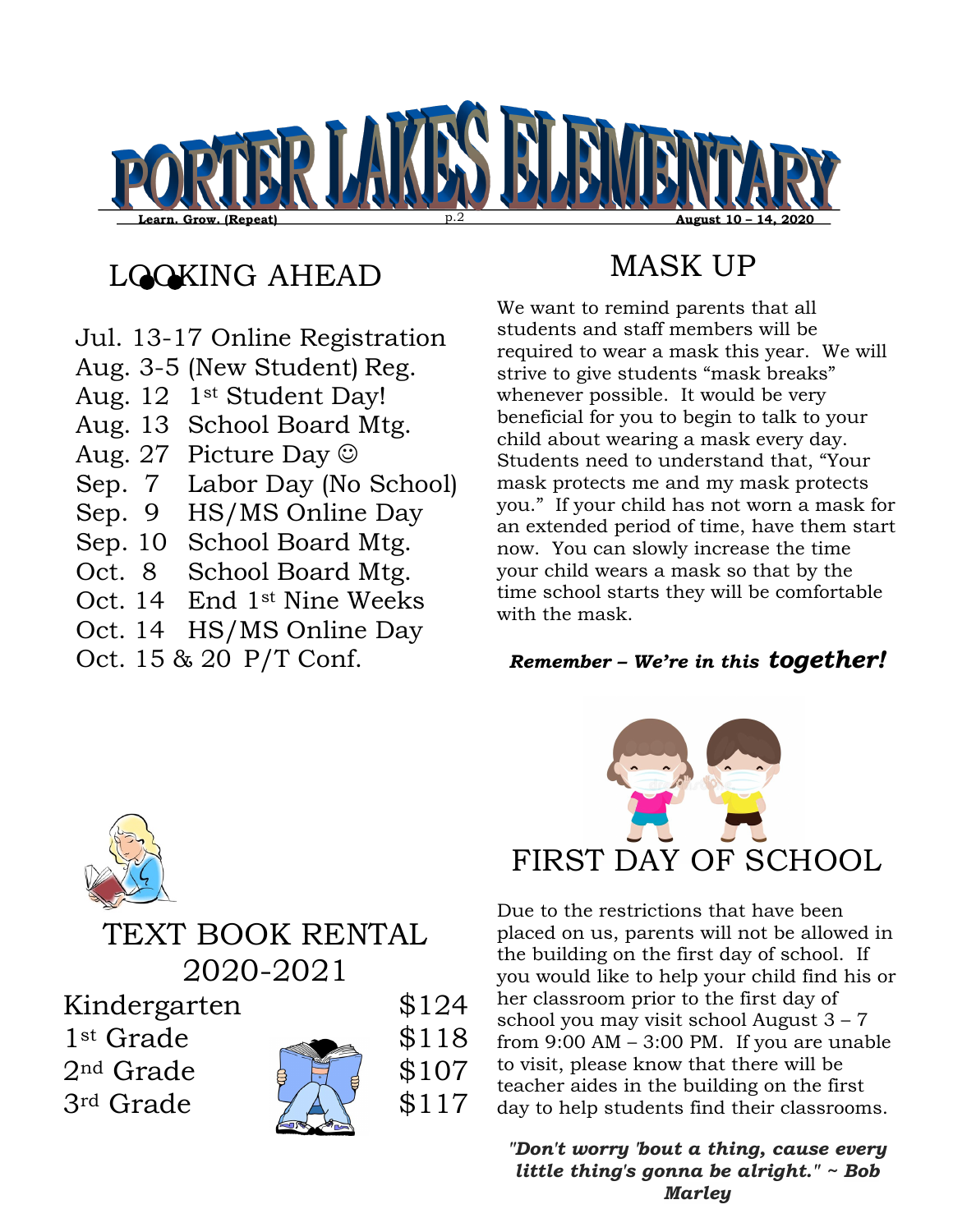# PORTER LAKES ELEMENTARY

**Learn. Grow. (Repeat)** p.2 **August 10 – 14, 2020**

## LOOKING AHEAD

Jul. 13-17 Online Registration
Aug. 3-5 (New Student) Reg.
Aug. 12 1st Student Day!
Aug. 13 School Board Mtg.
Aug. 27 Picture Day ☺
Sep. 7 Labor Day (No School)
Sep. 9 HS/MS Online Day
Sep. 10 School Board Mtg.
Oct. 8 School Board Mtg.
Oct. 14 End 1st Nine Weeks
Oct. 14 HS/MS Online Day
Oct. 15 & 20 P/T Conf.

## TEXT BOOK RENTAL 2020-2021

| | |
|---|---|
| Kindergarten | $124 |
| 1st Grade | $118 |
| 2nd Grade | $107 |
| 3rd Grade | $117 |

## MASK UP

We want to remind parents that all students and staff members will be required to wear a mask this year. We will strive to give students "mask breaks" whenever possible. It would be very beneficial for you to begin to talk to your child about wearing a mask every day. Students need to understand that, "Your mask protects me and my mask protects you." If your child has not worn a mask for an extended period of time, have them start now. You can slowly increase the time your child wears a mask so that by the time school starts they will be comfortable with the mask.

***Remember – We're in this together!***

## FIRST DAY OF SCHOOL

Due to the restrictions that have been placed on us, parents will not be allowed in the building on the first day of school. If you would like to help your child find his or her classroom prior to the first day of school you may visit school August 3 – 7 from 9:00 AM – 3:00 PM. If you are unable to visit, please know that there will be teacher aides in the building on the first day to help students find their classrooms.

***"Don't worry 'bout a thing, cause every little thing's gonna be alright." ~ Bob Marley***